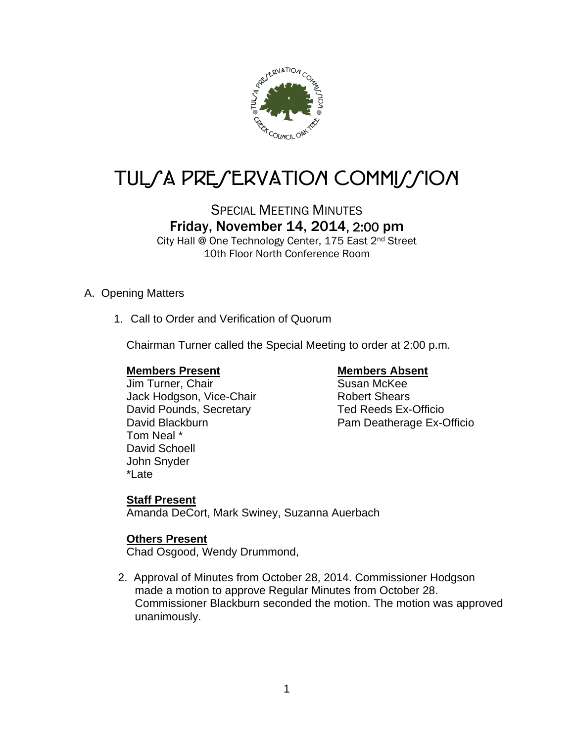# TULSA PRESERVATION COMMISSION

## SPECIAL MEETING MINUTES
### Friday, November 14, 2014, 2:00 pm

City Hall @ One Technology Center, 175 East 2nd Street
10th Floor North Conference Room

A. Opening Matters

1. Call to Order and Verification of Quorum

   Chairman Turner called the Special Meeting to order at 2:00 p.m.

   **Members Present**
   Jim Turner, Chair
   Jack Hodgson, Vice-Chair
   David Pounds, Secretary
   David Blackburn
   Tom Neal *
   David Schoell
   John Snyder
   *Late

   **Members Absent**
   Susan McKee
   Robert Shears
   Ted Reeds Ex-Officio
   Pam Deatherage Ex-Officio

   **Staff Present**
   Amanda DeCort, Mark Swiney, Suzanna Auerbach

   **Others Present**
   Chad Osgood, Wendy Drummond,

2. Approval of Minutes from October 28, 2014. Commissioner Hodgson made a motion to approve Regular Minutes from October 28. Commissioner Blackburn seconded the motion. The motion was approved unanimously.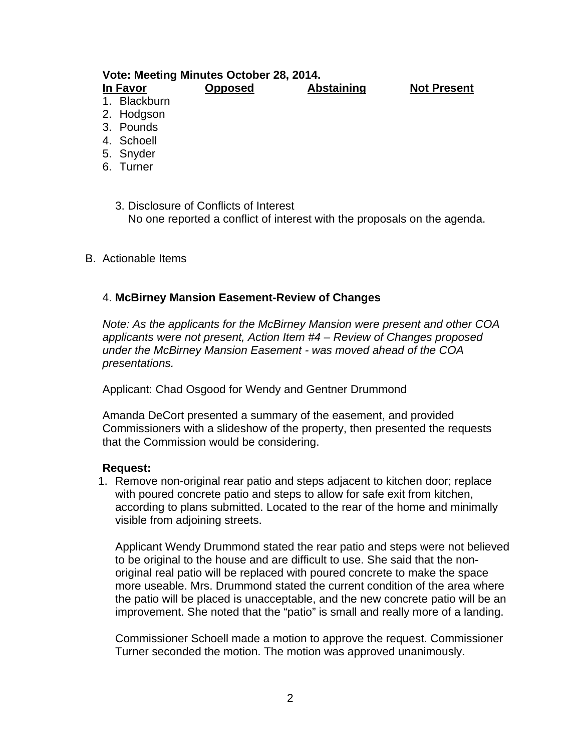**Vote: Meeting Minutes October 28, 2014.**

| In Favor | Opposed | Abstaining | Not Present |
|---|---|---|---|
| 1. Blackburn | | | |
| 2. Hodgson | | | |
| 3. Pounds | | | |
| 4. Schoell | | | |
| 5. Snyder | | | |
| 6. Turner | | | |

3. Disclosure of Conflicts of Interest
   No one reported a conflict of interest with the proposals on the agenda.

B. Actionable Items

4. **McBirney Mansion Easement-Review of Changes**

*Note: As the applicants for the McBirney Mansion were present and other COA applicants were not present, Action Item #4 – Review of Changes proposed under the McBirney Mansion Easement - was moved ahead of the COA presentations.*

Applicant: Chad Osgood for Wendy and Gentner Drummond

Amanda DeCort presented a summary of the easement, and provided Commissioners with a slideshow of the property, then presented the requests that the Commission would be considering.

**Request:**

1. Remove non-original rear patio and steps adjacent to kitchen door; replace with poured concrete patio and steps to allow for safe exit from kitchen, according to plans submitted. Located to the rear of the home and minimally visible from adjoining streets.

   Applicant Wendy Drummond stated the rear patio and steps were not believed to be original to the house and are difficult to use. She said that the non-original real patio will be replaced with poured concrete to make the space more useable. Mrs. Drummond stated the current condition of the area where the patio will be placed is unacceptable, and the new concrete patio will be an improvement. She noted that the "patio" is small and really more of a landing.

   Commissioner Schoell made a motion to approve the request. Commissioner Turner seconded the motion. The motion was approved unanimously.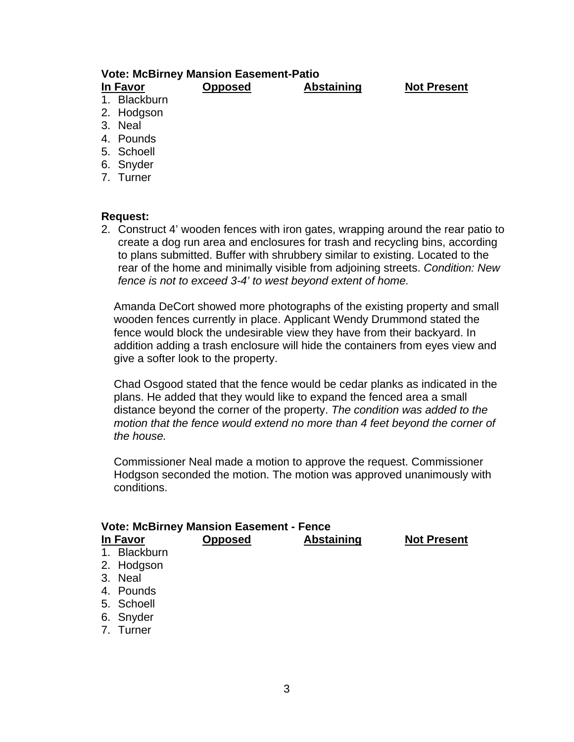**Vote: McBirney Mansion Easement-Patio**

| In Favor | Opposed | Abstaining | Not Present |
|---|---|---|---|
| 1. Blackburn | | | |
| 2. Hodgson | | | |
| 3. Neal | | | |
| 4. Pounds | | | |
| 5. Schoell | | | |
| 6. Snyder | | | |
| 7. Turner | | | |

**Request:**

2. Construct 4' wooden fences with iron gates, wrapping around the rear patio to create a dog run area and enclosures for trash and recycling bins, according to plans submitted. Buffer with shrubbery similar to existing. Located to the rear of the home and minimally visible from adjoining streets. *Condition: New fence is not to exceed 3-4' to west beyond extent of home.*

Amanda DeCort showed more photographs of the existing property and small wooden fences currently in place. Applicant Wendy Drummond stated the fence would block the undesirable view they have from their backyard. In addition adding a trash enclosure will hide the containers from eyes view and give a softer look to the property.

Chad Osgood stated that the fence would be cedar planks as indicated in the plans. He added that they would like to expand the fenced area a small distance beyond the corner of the property. *The condition was added to the motion that the fence would extend no more than 4 feet beyond the corner of the house.*

Commissioner Neal made a motion to approve the request. Commissioner Hodgson seconded the motion. The motion was approved unanimously with conditions.

**Vote: McBirney Mansion Easement - Fence**

| In Favor | Opposed | Abstaining | Not Present |
|---|---|---|---|
| 1. Blackburn | | | |
| 2. Hodgson | | | |
| 3. Neal | | | |
| 4. Pounds | | | |
| 5. Schoell | | | |
| 6. Snyder | | | |
| 7. Turner | | | |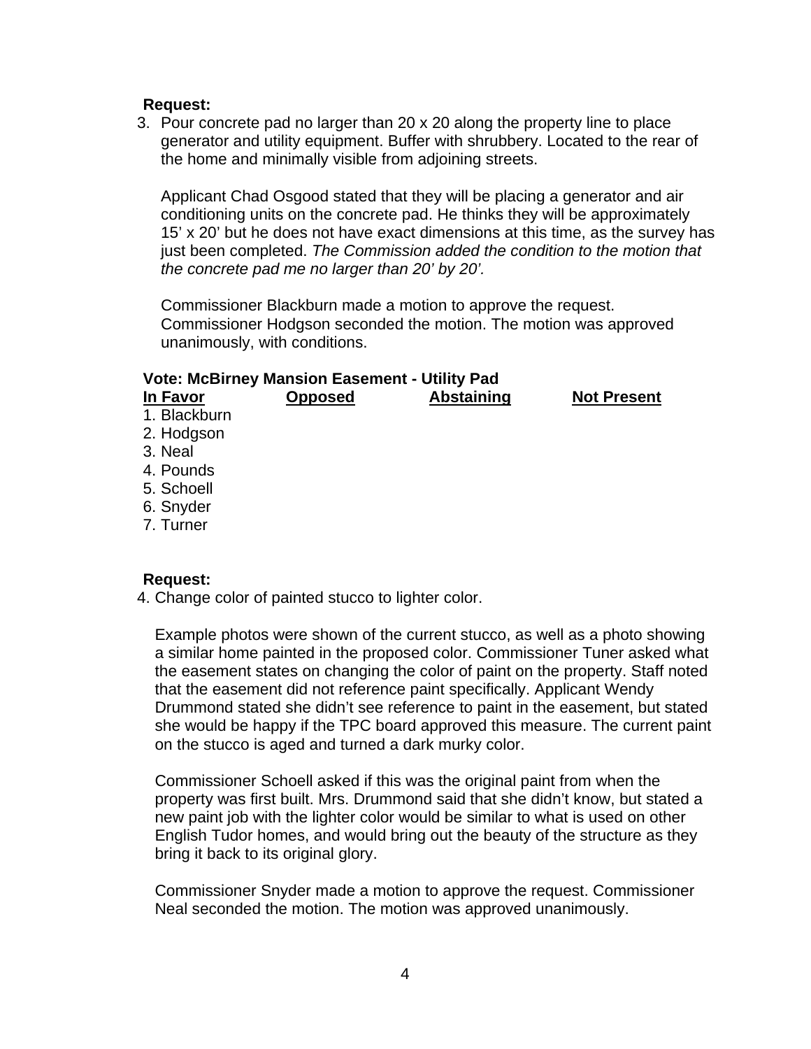**Request:**

3. Pour concrete pad no larger than 20 x 20 along the property line to place generator and utility equipment. Buffer with shrubbery. Located to the rear of the home and minimally visible from adjoining streets.

   Applicant Chad Osgood stated that they will be placing a generator and air conditioning units on the concrete pad. He thinks they will be approximately 15' x 20' but he does not have exact dimensions at this time, as the survey has just been completed. *The Commission added the condition to the motion that the concrete pad me no larger than 20' by 20'.*

   Commissioner Blackburn made a motion to approve the request. Commissioner Hodgson seconded the motion. The motion was approved unanimously, with conditions.

**Vote: McBirney Mansion Easement - Utility Pad**

| In Favor | Opposed | Abstaining | Not Present |
|---|---|---|---|
| 1. Blackburn | | | |
| 2. Hodgson | | | |
| 3. Neal | | | |
| 4. Pounds | | | |
| 5. Schoell | | | |
| 6. Snyder | | | |
| 7. Turner | | | |

**Request:**

4. Change color of painted stucco to lighter color.

   Example photos were shown of the current stucco, as well as a photo showing a similar home painted in the proposed color. Commissioner Tuner asked what the easement states on changing the color of paint on the property. Staff noted that the easement did not reference paint specifically. Applicant Wendy Drummond stated she didn't see reference to paint in the easement, but stated she would be happy if the TPC board approved this measure. The current paint on the stucco is aged and turned a dark murky color.

   Commissioner Schoell asked if this was the original paint from when the property was first built. Mrs. Drummond said that she didn't know, but stated a new paint job with the lighter color would be similar to what is used on other English Tudor homes, and would bring out the beauty of the structure as they bring it back to its original glory.

   Commissioner Snyder made a motion to approve the request. Commissioner Neal seconded the motion. The motion was approved unanimously.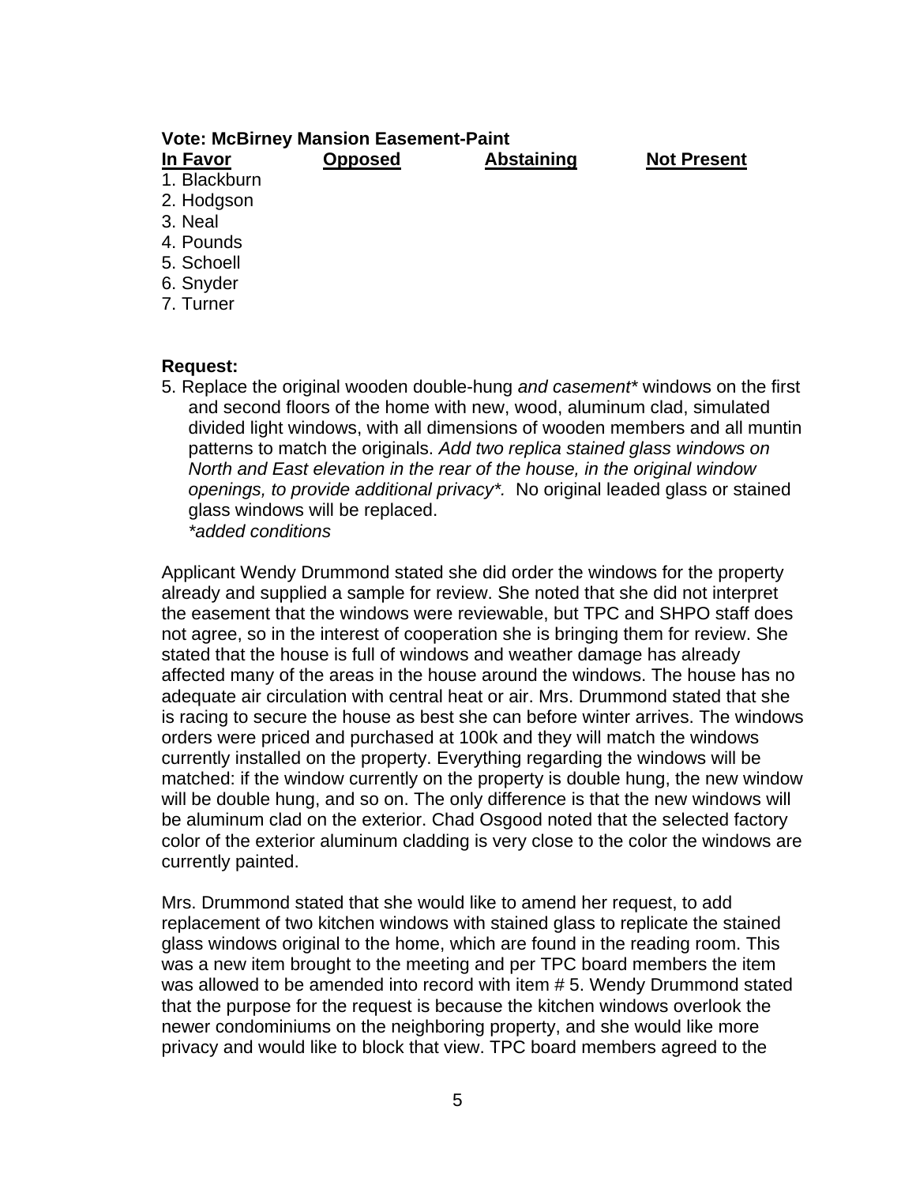**Vote: McBirney Mansion Easement-Paint**

| In Favor | Opposed | Abstaining | Not Present |
|---|---|---|---|
| 1. Blackburn | | | |
| 2. Hodgson | | | |
| 3. Neal | | | |
| 4. Pounds | | | |
| 5. Schoell | | | |
| 6. Snyder | | | |
| 7. Turner | | | |

**Request:**

5. Replace the original wooden double-hung *and casement** windows on the first and second floors of the home with new, wood, aluminum clad, simulated divided light windows, with all dimensions of wooden members and all muntin patterns to match the originals. *Add two replica stained glass windows on North and East elevation in the rear of the house, in the original window openings, to provide additional privacy*.* No original leaded glass or stained glass windows will be replaced.
   *\*added conditions*

Applicant Wendy Drummond stated she did order the windows for the property already and supplied a sample for review. She noted that she did not interpret the easement that the windows were reviewable, but TPC and SHPO staff does not agree, so in the interest of cooperation she is bringing them for review. She stated that the house is full of windows and weather damage has already affected many of the areas in the house around the windows. The house has no adequate air circulation with central heat or air. Mrs. Drummond stated that she is racing to secure the house as best she can before winter arrives. The windows orders were priced and purchased at 100k and they will match the windows currently installed on the property. Everything regarding the windows will be matched: if the window currently on the property is double hung, the new window will be double hung, and so on. The only difference is that the new windows will be aluminum clad on the exterior. Chad Osgood noted that the selected factory color of the exterior aluminum cladding is very close to the color the windows are currently painted.

Mrs. Drummond stated that she would like to amend her request, to add replacement of two kitchen windows with stained glass to replicate the stained glass windows original to the home, which are found in the reading room. This was a new item brought to the meeting and per TPC board members the item was allowed to be amended into record with item # 5. Wendy Drummond stated that the purpose for the request is because the kitchen windows overlook the newer condominiums on the neighboring property, and she would like more privacy and would like to block that view. TPC board members agreed to the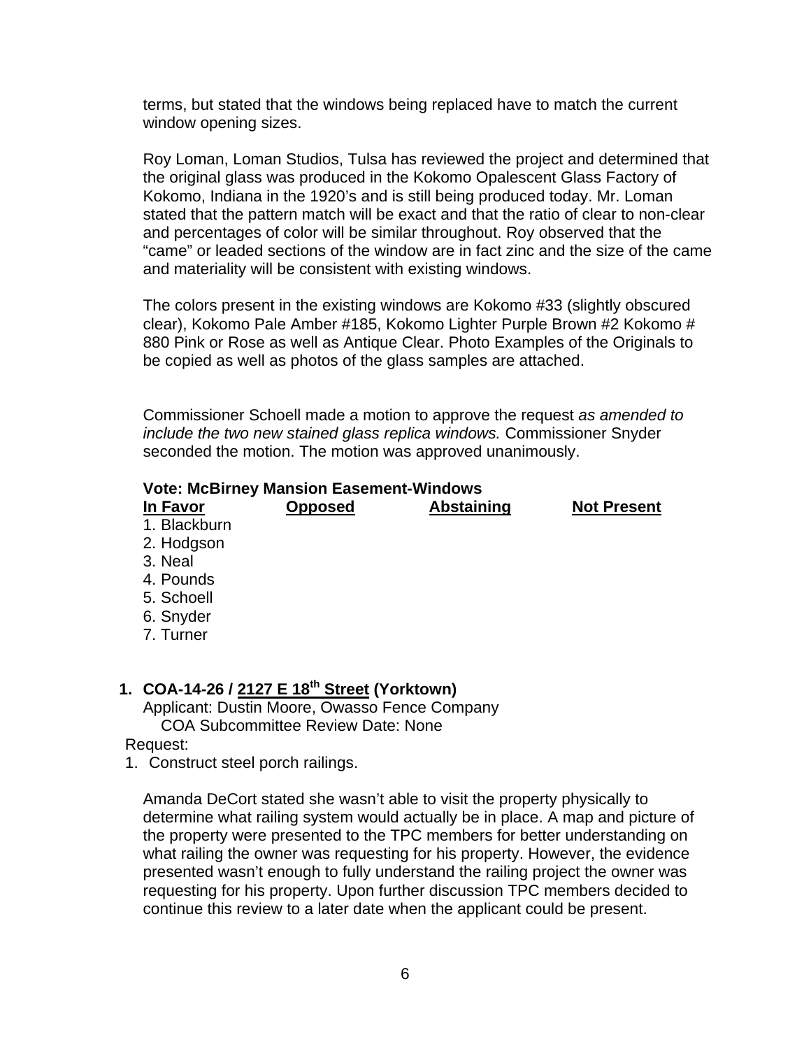terms, but stated that the windows being replaced have to match the current window opening sizes.

Roy Loman, Loman Studios, Tulsa has reviewed the project and determined that the original glass was produced in the Kokomo Opalescent Glass Factory of Kokomo, Indiana in the 1920's and is still being produced today. Mr. Loman stated that the pattern match will be exact and that the ratio of clear to non-clear and percentages of color will be similar throughout. Roy observed that the "came" or leaded sections of the window are in fact zinc and the size of the came and materiality will be consistent with existing windows.

The colors present in the existing windows are Kokomo #33 (slightly obscured clear), Kokomo Pale Amber #185, Kokomo Lighter Purple Brown #2 Kokomo # 880 Pink or Rose as well as Antique Clear. Photo Examples of the Originals to be copied as well as photos of the glass samples are attached.

Commissioner Schoell made a motion to approve the request *as amended to include the two new stained glass replica windows.* Commissioner Snyder seconded the motion. The motion was approved unanimously.

**Vote: McBirney Mansion Easement-Windows**

| In Favor | Opposed | Abstaining | Not Present |
|---|---|---|---|
| 1. Blackburn | | | |
| 2. Hodgson | | | |
| 3. Neal | | | |
| 4. Pounds | | | |
| 5. Schoell | | | |
| 6. Snyder | | | |
| 7. Turner | | | |

**1. COA-14-26 / 2127 E 18th Street (Yorktown)**

Applicant: Dustin Moore, Owasso Fence Company
COA Subcommittee Review Date: None

Request:

1. Construct steel porch railings.

Amanda DeCort stated she wasn't able to visit the property physically to determine what railing system would actually be in place. A map and picture of the property were presented to the TPC members for better understanding on what railing the owner was requesting for his property. However, the evidence presented wasn't enough to fully understand the railing project the owner was requesting for his property. Upon further discussion TPC members decided to continue this review to a later date when the applicant could be present.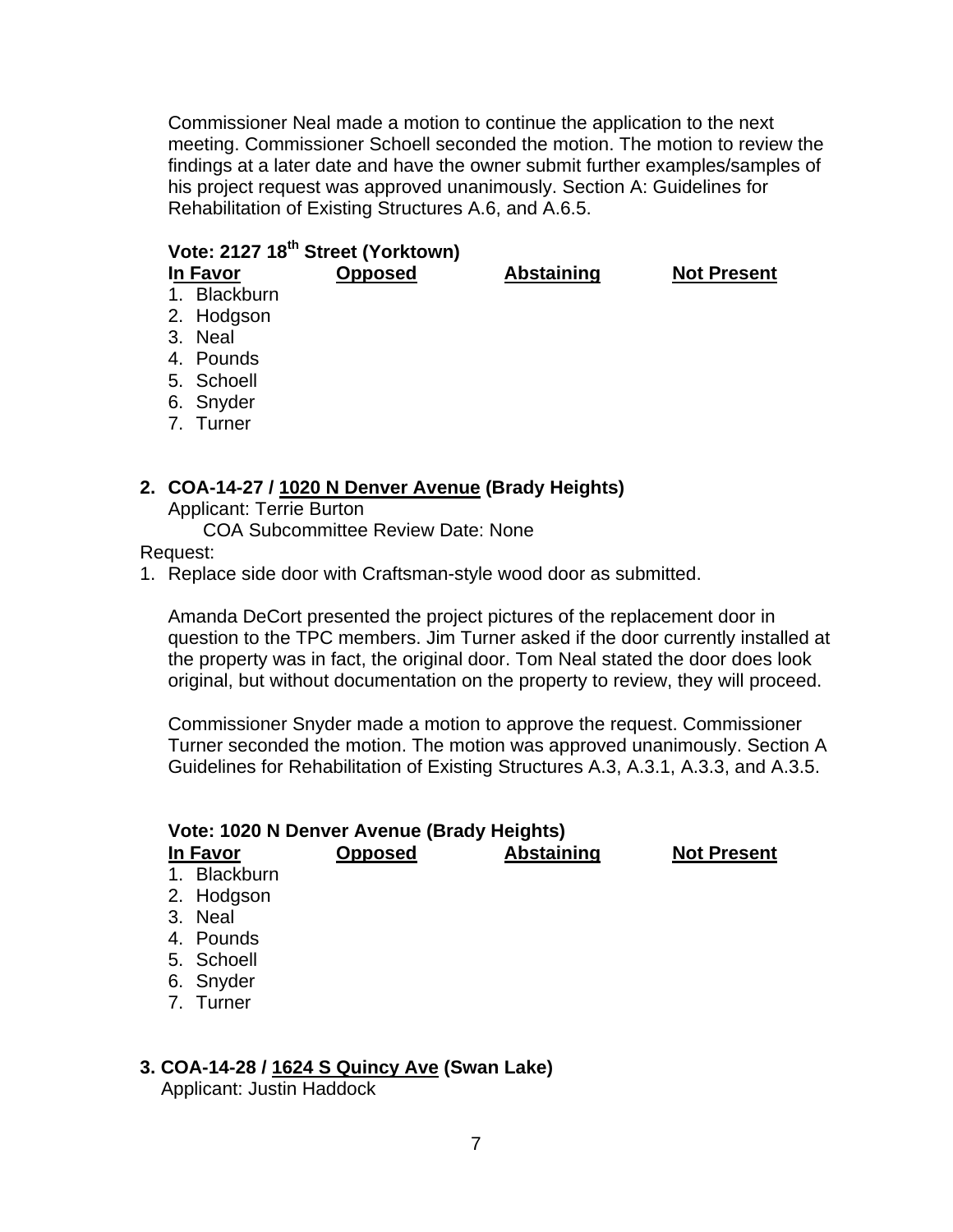Commissioner Neal made a motion to continue the application to the next meeting. Commissioner Schoell seconded the motion. The motion to review the findings at a later date and have the owner submit further examples/samples of his project request was approved unanimously. Section A: Guidelines for Rehabilitation of Existing Structures A.6, and A.6.5.

**Vote: 2127 18th Street (Yorktown)**

| In Favor | Opposed | Abstaining | Not Present |
|---|---|---|---|
| 1. Blackburn | | | |
| 2. Hodgson | | | |
| 3. Neal | | | |
| 4. Pounds | | | |
| 5. Schoell | | | |
| 6. Snyder | | | |
| 7. Turner | | | |

**2. COA-14-27 / 1020 N Denver Avenue (Brady Heights)**

Applicant: Terrie Burton

COA Subcommittee Review Date: None

Request:

1. Replace side door with Craftsman-style wood door as submitted.

Amanda DeCort presented the project pictures of the replacement door in question to the TPC members. Jim Turner asked if the door currently installed at the property was in fact, the original door. Tom Neal stated the door does look original, but without documentation on the property to review, they will proceed.

Commissioner Snyder made a motion to approve the request. Commissioner Turner seconded the motion. The motion was approved unanimously. Section A Guidelines for Rehabilitation of Existing Structures A.3, A.3.1, A.3.3, and A.3.5.

**Vote: 1020 N Denver Avenue (Brady Heights)**

| In Favor | Opposed | Abstaining | Not Present |
|---|---|---|---|
| 1. Blackburn | | | |
| 2. Hodgson | | | |
| 3. Neal | | | |
| 4. Pounds | | | |
| 5. Schoell | | | |
| 6. Snyder | | | |
| 7. Turner | | | |

**3. COA-14-28 / 1624 S Quincy Ave (Swan Lake)**

Applicant: Justin Haddock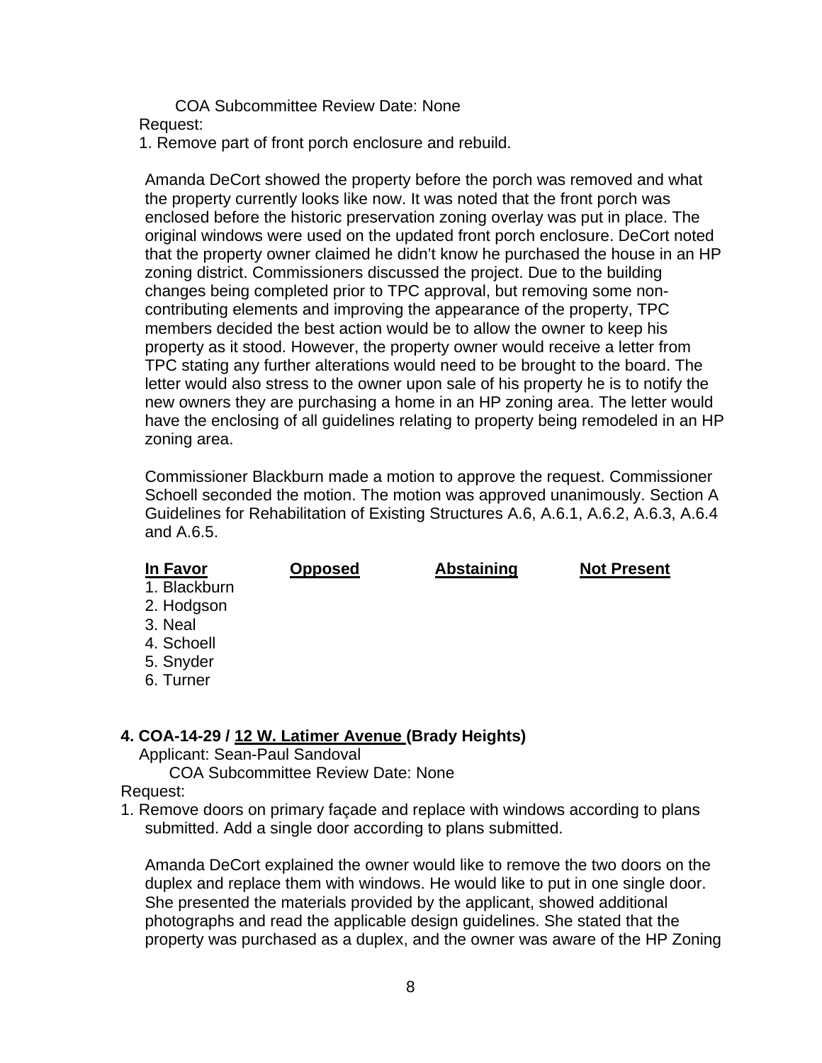COA Subcommittee Review Date: None

Request:

1. Remove part of front porch enclosure and rebuild.

Amanda DeCort showed the property before the porch was removed and what the property currently looks like now. It was noted that the front porch was enclosed before the historic preservation zoning overlay was put in place. The original windows were used on the updated front porch enclosure. DeCort noted that the property owner claimed he didn't know he purchased the house in an HP zoning district. Commissioners discussed the project. Due to the building changes being completed prior to TPC approval, but removing some non-contributing elements and improving the appearance of the property, TPC members decided the best action would be to allow the owner to keep his property as it stood. However, the property owner would receive a letter from TPC stating any further alterations would need to be brought to the board. The letter would also stress to the owner upon sale of his property he is to notify the new owners they are purchasing a home in an HP zoning area. The letter would have the enclosing of all guidelines relating to property being remodeled in an HP zoning area.

Commissioner Blackburn made a motion to approve the request. Commissioner Schoell seconded the motion. The motion was approved unanimously. Section A Guidelines for Rehabilitation of Existing Structures A.6, A.6.1, A.6.2, A.6.3, A.6.4 and A.6.5.

| In Favor | Opposed | Abstaining | Not Present |
|---|---|---|---|
| 1. Blackburn | | | |
| 2. Hodgson | | | |
| 3. Neal | | | |
| 4. Schoell | | | |
| 5. Snyder | | | |
| 6. Turner | | | |

**4. COA-14-29 / 12 W. Latimer Avenue (Brady Heights)**

Applicant: Sean-Paul Sandoval

COA Subcommittee Review Date: None

Request:

1. Remove doors on primary façade and replace with windows according to plans submitted. Add a single door according to plans submitted.

Amanda DeCort explained the owner would like to remove the two doors on the duplex and replace them with windows. He would like to put in one single door. She presented the materials provided by the applicant, showed additional photographs and read the applicable design guidelines. She stated that the property was purchased as a duplex, and the owner was aware of the HP Zoning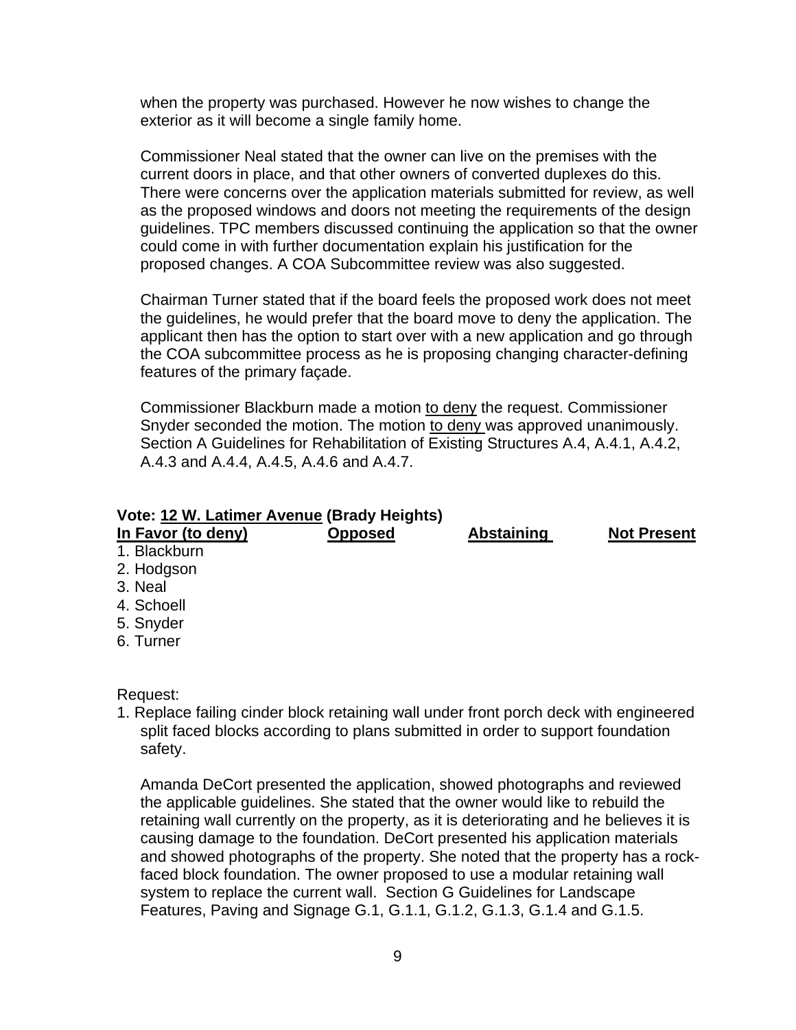when the property was purchased. However he now wishes to change the exterior as it will become a single family home.

Commissioner Neal stated that the owner can live on the premises with the current doors in place, and that other owners of converted duplexes do this. There were concerns over the application materials submitted for review, as well as the proposed windows and doors not meeting the requirements of the design guidelines. TPC members discussed continuing the application so that the owner could come in with further documentation explain his justification for the proposed changes. A COA Subcommittee review was also suggested.

Chairman Turner stated that if the board feels the proposed work does not meet the guidelines, he would prefer that the board move to deny the application. The applicant then has the option to start over with a new application and go through the COA subcommittee process as he is proposing changing character-defining features of the primary façade.

Commissioner Blackburn made a motion to deny the request. Commissioner Snyder seconded the motion. The motion to deny was approved unanimously. Section A Guidelines for Rehabilitation of Existing Structures A.4, A.4.1, A.4.2, A.4.3 and A.4.4, A.4.5, A.4.6 and A.4.7.

**Vote: 12 W. Latimer Avenue (Brady Heights)**

| In Favor (to deny) | Opposed | Abstaining | Not Present |
|---|---|---|---|
| 1. Blackburn | | | |
| 2. Hodgson | | | |
| 3. Neal | | | |
| 4. Schoell | | | |
| 5. Snyder | | | |
| 6. Turner | | | |

Request:

1. Replace failing cinder block retaining wall under front porch deck with engineered split faced blocks according to plans submitted in order to support foundation safety.

   Amanda DeCort presented the application, showed photographs and reviewed the applicable guidelines. She stated that the owner would like to rebuild the retaining wall currently on the property, as it is deteriorating and he believes it is causing damage to the foundation. DeCort presented his application materials and showed photographs of the property. She noted that the property has a rock-faced block foundation. The owner proposed to use a modular retaining wall system to replace the current wall. Section G Guidelines for Landscape Features, Paving and Signage G.1, G.1.1, G.1.2, G.1.3, G.1.4 and G.1.5.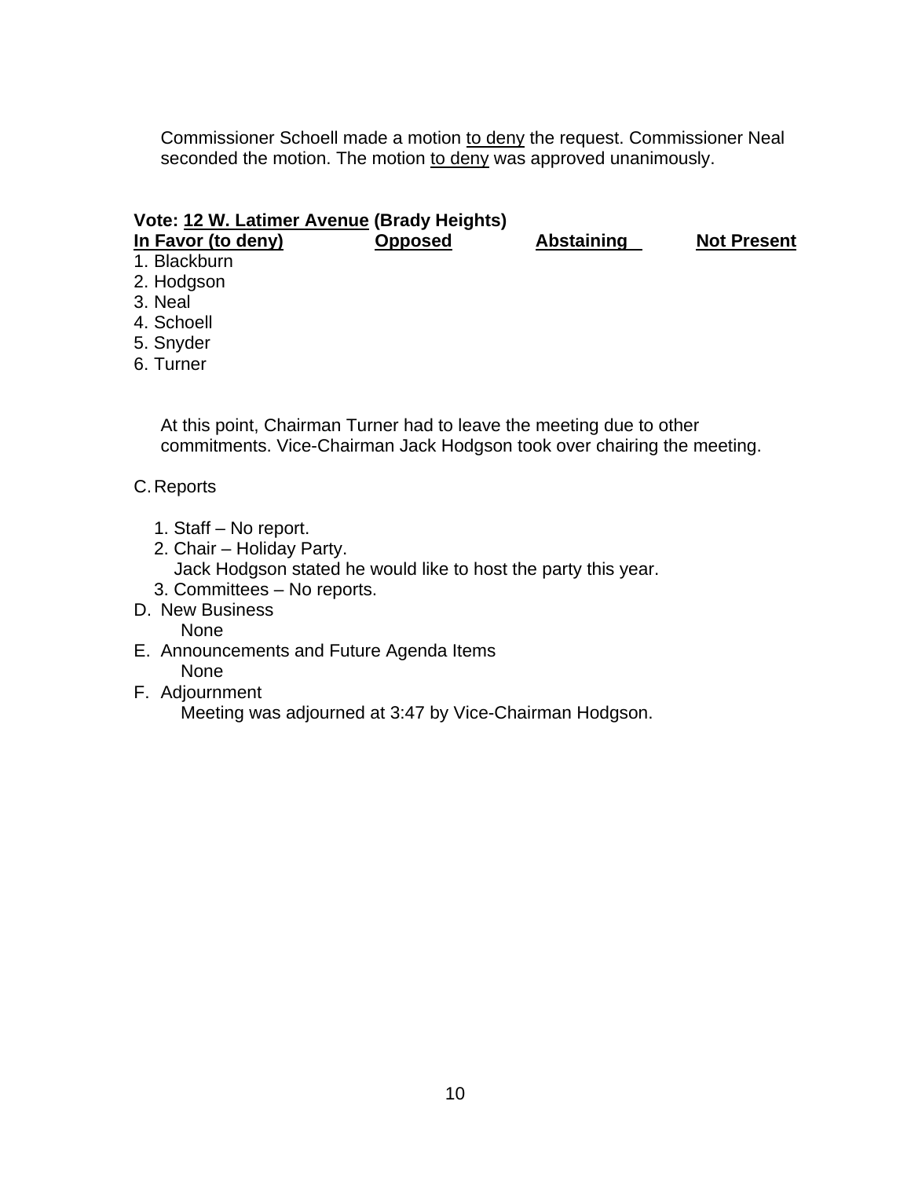Commissioner Schoell made a motion to deny the request. Commissioner Neal seconded the motion. The motion to deny was approved unanimously.

**Vote: 12 W. Latimer Avenue (Brady Heights)**

| In Favor (to deny) | Opposed | Abstaining | Not Present |
|---|---|---|---|
| 1. Blackburn | | | |
| 2. Hodgson | | | |
| 3. Neal | | | |
| 4. Schoell | | | |
| 5. Snyder | | | |
| 6. Turner | | | |

At this point, Chairman Turner had to leave the meeting due to other commitments. Vice-Chairman Jack Hodgson took over chairing the meeting.

C. Reports

1. Staff – No report.
2. Chair – Holiday Party.
   Jack Hodgson stated he would like to host the party this year.
3. Committees – No reports.

D. New Business
   None

E. Announcements and Future Agenda Items
   None

F. Adjournment
   Meeting was adjourned at 3:47 by Vice-Chairman Hodgson.